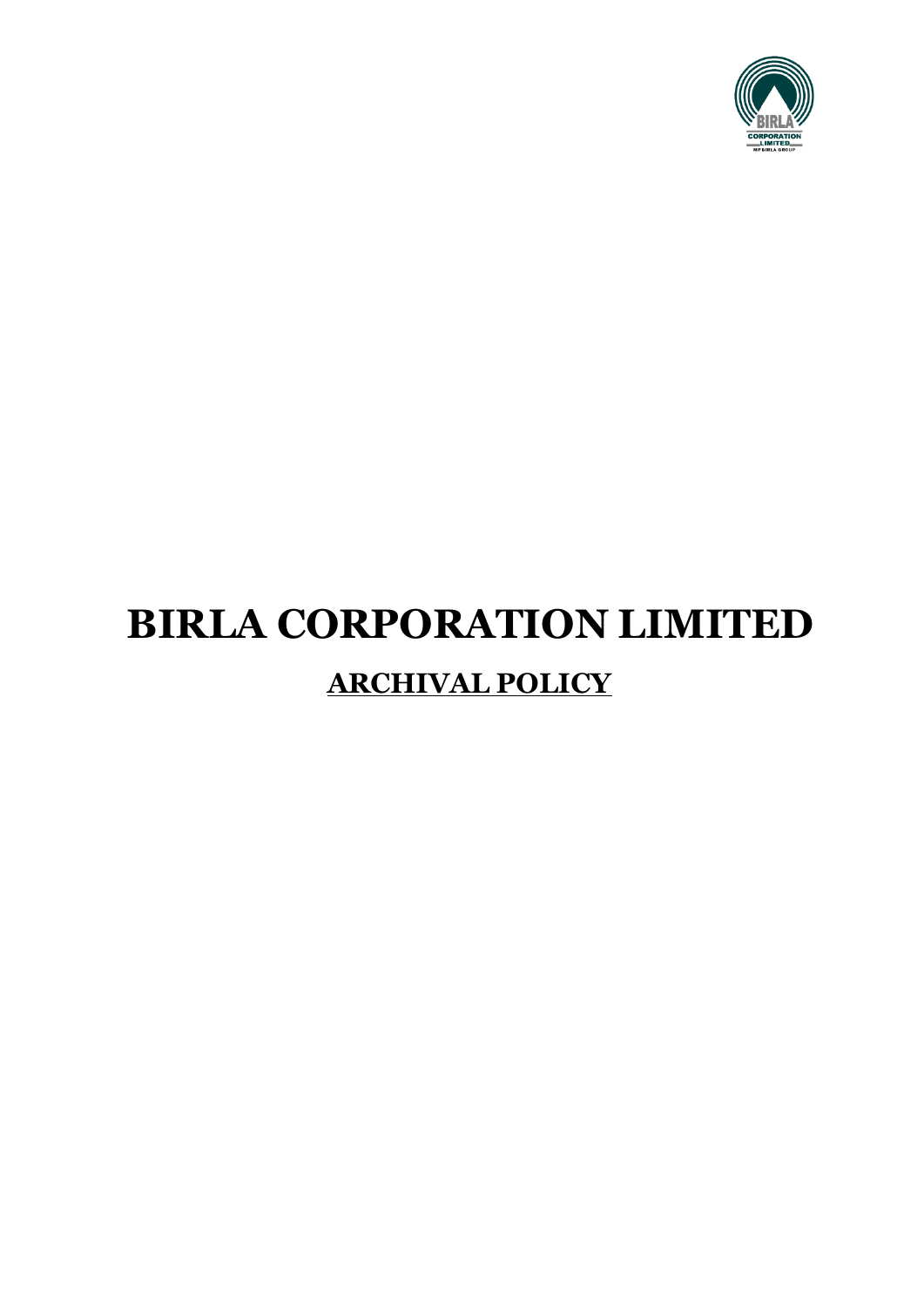# BIRLA CORPORATION LIMITED

## ARCHIVAL POLICY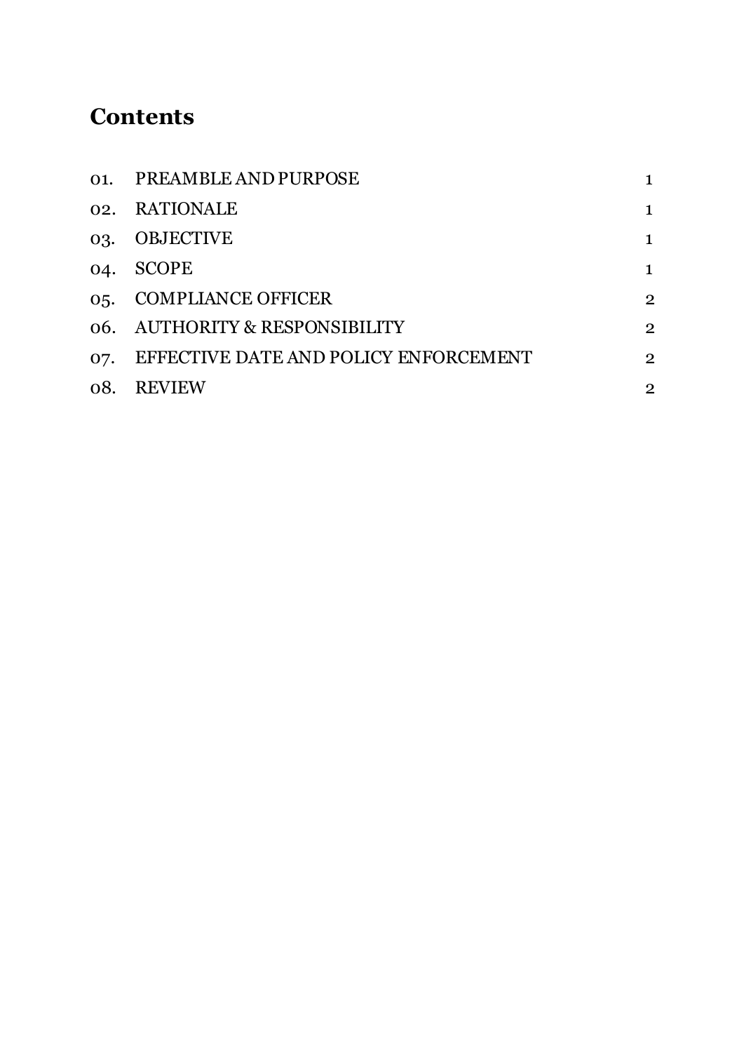## Contents

| | | |
|---|---|---|
| 01. | PREAMBLE AND PURPOSE | 1 |
| 02. | RATIONALE | 1 |
| 03. | OBJECTIVE | 1 |
| 04. | SCOPE | 1 |
| 05. | COMPLIANCE OFFICER | 2 |
| 06. | AUTHORITY & RESPONSIBILITY | 2 |
| 07. | EFFECTIVE DATE AND POLICY ENFORCEMENT | 2 |
| 08. | REVIEW | 2 |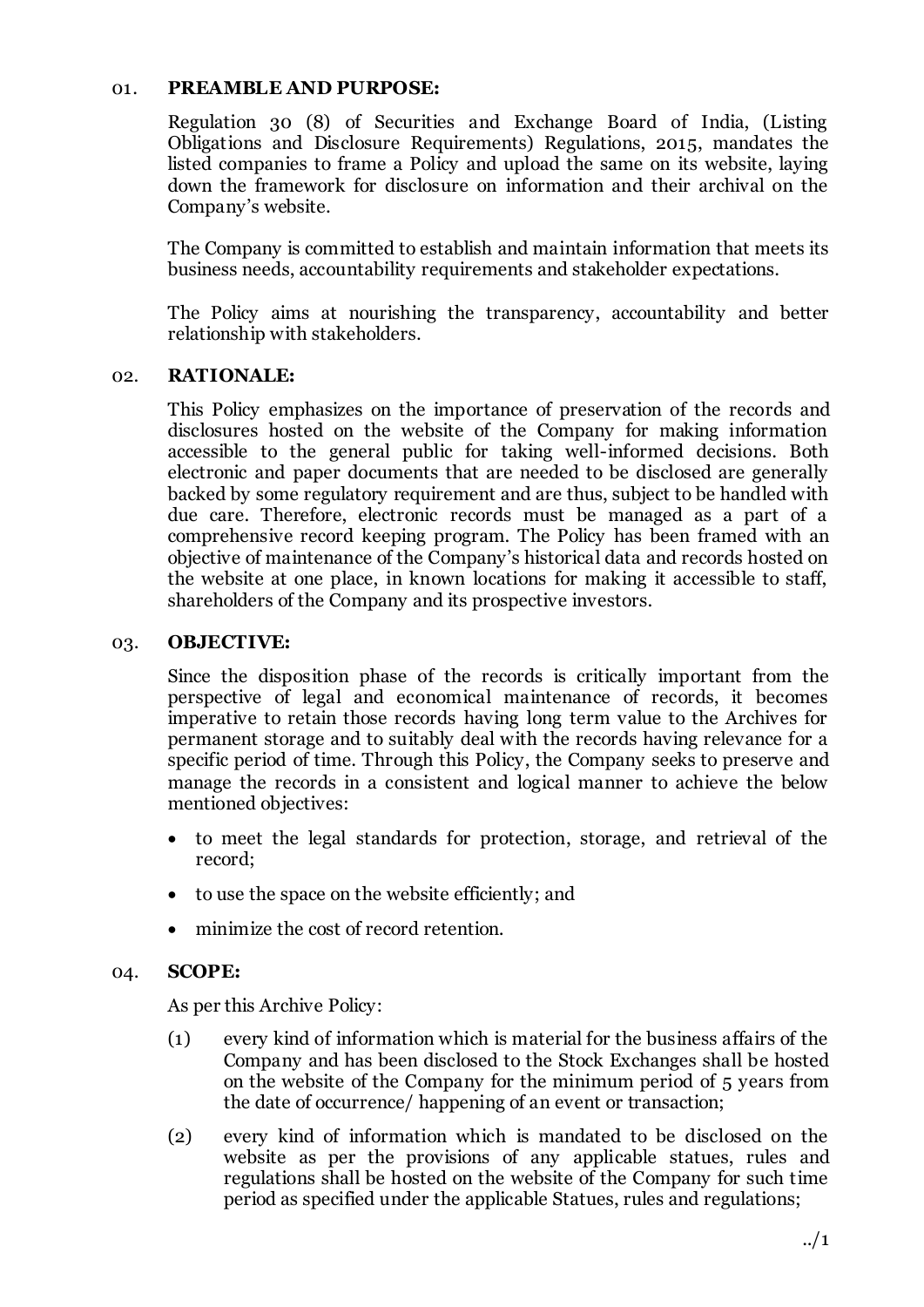## 01. PREAMBLE AND PURPOSE:

Regulation 30 (8) of Securities and Exchange Board of India, (Listing Obligations and Disclosure Requirements) Regulations, 2015, mandates the listed companies to frame a Policy and upload the same on its website, laying down the framework for disclosure on information and their archival on the Company's website.

The Company is committed to establish and maintain information that meets its business needs, accountability requirements and stakeholder expectations.

The Policy aims at nourishing the transparency, accountability and better relationship with stakeholders.

## 02. RATIONALE:

This Policy emphasizes on the importance of preservation of the records and disclosures hosted on the website of the Company for making information accessible to the general public for taking well-informed decisions. Both electronic and paper documents that are needed to be disclosed are generally backed by some regulatory requirement and are thus, subject to be handled with due care. Therefore, electronic records must be managed as a part of a comprehensive record keeping program. The Policy has been framed with an objective of maintenance of the Company's historical data and records hosted on the website at one place, in known locations for making it accessible to staff, shareholders of the Company and its prospective investors.

## 03. OBJECTIVE:

Since the disposition phase of the records is critically important from the perspective of legal and economical maintenance of records, it becomes imperative to retain those records having long term value to the Archives for permanent storage and to suitably deal with the records having relevance for a specific period of time. Through this Policy, the Company seeks to preserve and manage the records in a consistent and logical manner to achieve the below mentioned objectives:

- to meet the legal standards for protection, storage, and retrieval of the record;
- to use the space on the website efficiently; and
- minimize the cost of record retention.

## 04. SCOPE:

As per this Archive Policy:

(1) every kind of information which is material for the business affairs of the Company and has been disclosed to the Stock Exchanges shall be hosted on the website of the Company for the minimum period of 5 years from the date of occurrence/ happening of an event or transaction;

(2) every kind of information which is mandated to be disclosed on the website as per the provisions of any applicable statues, rules and regulations shall be hosted on the website of the Company for such time period as specified under the applicable Statues, rules and regulations;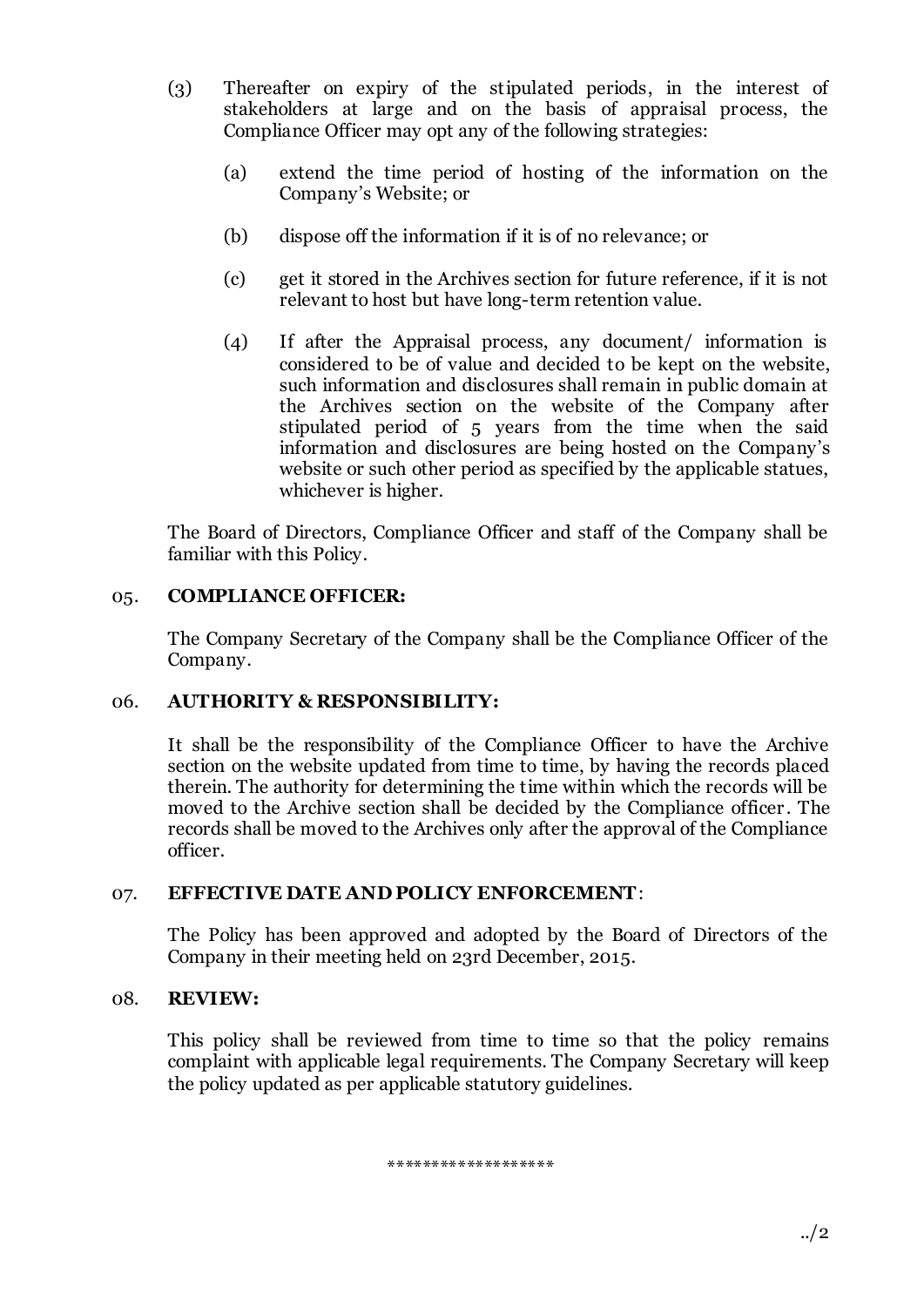(3) Thereafter on expiry of the stipulated periods, in the interest of stakeholders at large and on the basis of appraisal process, the Compliance Officer may opt any of the following strategies:

(a) extend the time period of hosting of the information on the Company's Website; or

(b) dispose off the information if it is of no relevance; or

(c) get it stored in the Archives section for future reference, if it is not relevant to host but have long-term retention value.

(4) If after the Appraisal process, any document/ information is considered to be of value and decided to be kept on the website, such information and disclosures shall remain in public domain at the Archives section on the website of the Company after stipulated period of 5 years from the time when the said information and disclosures are being hosted on the Company's website or such other period as specified by the applicable statues, whichever is higher.

The Board of Directors, Compliance Officer and staff of the Company shall be familiar with this Policy.

## 05. COMPLIANCE OFFICER:

The Company Secretary of the Company shall be the Compliance Officer of the Company.

## 06. AUTHORITY & RESPONSIBILITY:

It shall be the responsibility of the Compliance Officer to have the Archive section on the website updated from time to time, by having the records placed therein. The authority for determining the time within which the records will be moved to the Archive section shall be decided by the Compliance officer. The records shall be moved to the Archives only after the approval of the Compliance officer.

## 07. EFFECTIVE DATE AND POLICY ENFORCEMENT:

The Policy has been approved and adopted by the Board of Directors of the Company in their meeting held on 23rd December, 2015.

## 08. REVIEW:

This policy shall be reviewed from time to time so that the policy remains complaint with applicable legal requirements. The Company Secretary will keep the policy updated as per applicable statutory guidelines.

******************